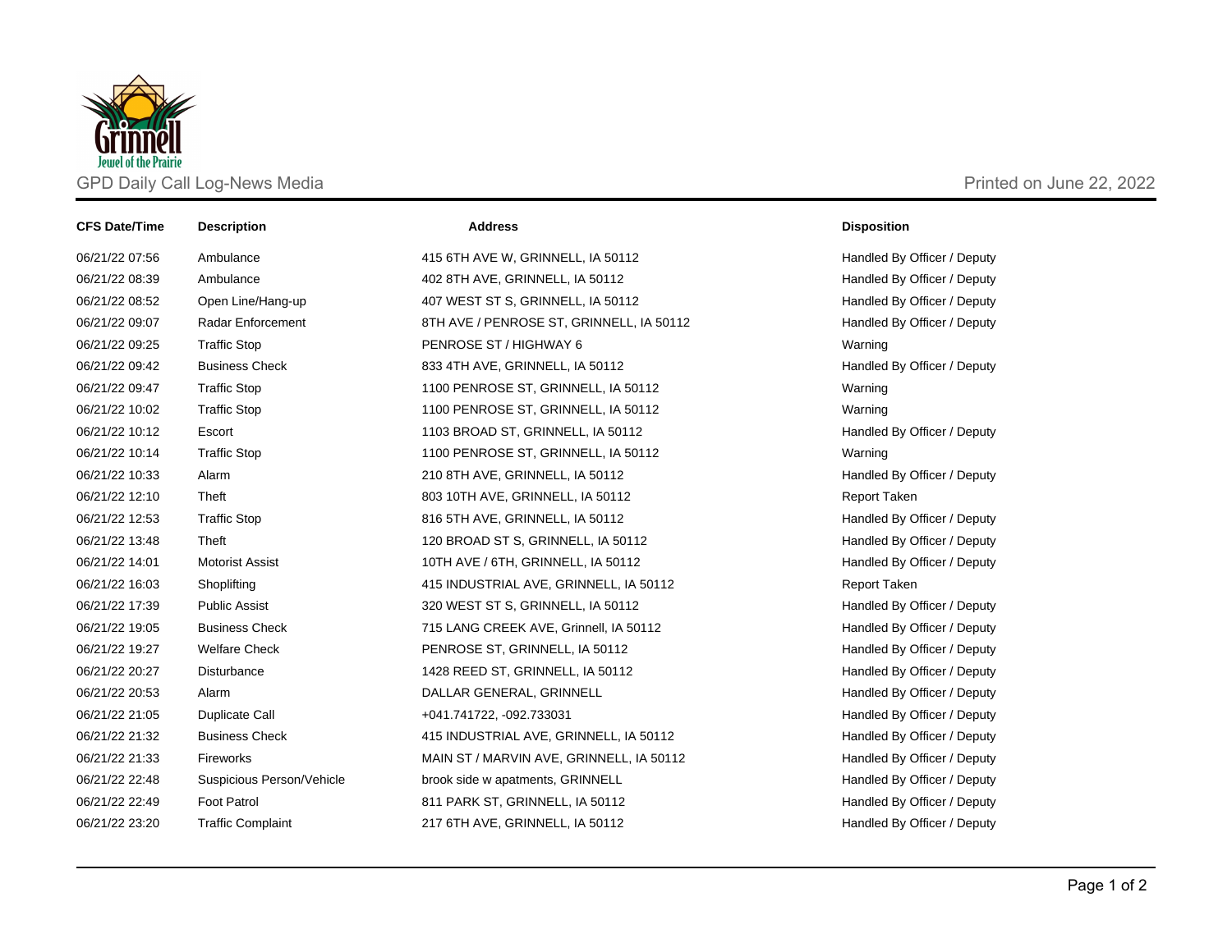Grinnell
Jewel of the Prairie

GPD Daily Call Log-News Media

Printed on June 22, 2022

| CFS Date/Time | Description | Address | Disposition |
|---|---|---|---|
| 06/21/22 07:56 | Ambulance | 415 6TH AVE W, GRINNELL, IA 50112 | Handled By Officer / Deputy |
| 06/21/22 08:39 | Ambulance | 402 8TH AVE, GRINNELL, IA 50112 | Handled By Officer / Deputy |
| 06/21/22 08:52 | Open Line/Hang-up | 407 WEST ST S, GRINNELL, IA 50112 | Handled By Officer / Deputy |
| 06/21/22 09:07 | Radar Enforcement | 8TH AVE / PENROSE ST, GRINNELL, IA 50112 | Handled By Officer / Deputy |
| 06/21/22 09:25 | Traffic Stop | PENROSE ST / HIGHWAY 6 | Warning |
| 06/21/22 09:42 | Business Check | 833 4TH AVE, GRINNELL, IA 50112 | Handled By Officer / Deputy |
| 06/21/22 09:47 | Traffic Stop | 1100 PENROSE ST, GRINNELL, IA 50112 | Warning |
| 06/21/22 10:02 | Traffic Stop | 1100 PENROSE ST, GRINNELL, IA 50112 | Warning |
| 06/21/22 10:12 | Escort | 1103 BROAD ST, GRINNELL, IA 50112 | Handled By Officer / Deputy |
| 06/21/22 10:14 | Traffic Stop | 1100 PENROSE ST, GRINNELL, IA 50112 | Warning |
| 06/21/22 10:33 | Alarm | 210 8TH AVE, GRINNELL, IA 50112 | Handled By Officer / Deputy |
| 06/21/22 12:10 | Theft | 803 10TH AVE, GRINNELL, IA 50112 | Report Taken |
| 06/21/22 12:53 | Traffic Stop | 816 5TH AVE, GRINNELL, IA 50112 | Handled By Officer / Deputy |
| 06/21/22 13:48 | Theft | 120 BROAD ST S, GRINNELL, IA 50112 | Handled By Officer / Deputy |
| 06/21/22 14:01 | Motorist Assist | 10TH AVE / 6TH, GRINNELL, IA 50112 | Handled By Officer / Deputy |
| 06/21/22 16:03 | Shoplifting | 415 INDUSTRIAL AVE, GRINNELL, IA 50112 | Report Taken |
| 06/21/22 17:39 | Public Assist | 320 WEST ST S, GRINNELL, IA 50112 | Handled By Officer / Deputy |
| 06/21/22 19:05 | Business Check | 715 LANG CREEK AVE, Grinnell, IA 50112 | Handled By Officer / Deputy |
| 06/21/22 19:27 | Welfare Check | PENROSE ST, GRINNELL, IA 50112 | Handled By Officer / Deputy |
| 06/21/22 20:27 | Disturbance | 1428 REED ST, GRINNELL, IA 50112 | Handled By Officer / Deputy |
| 06/21/22 20:53 | Alarm | DALLAR GENERAL, GRINNELL | Handled By Officer / Deputy |
| 06/21/22 21:05 | Duplicate Call | +041.741722, -092.733031 | Handled By Officer / Deputy |
| 06/21/22 21:32 | Business Check | 415 INDUSTRIAL AVE, GRINNELL, IA 50112 | Handled By Officer / Deputy |
| 06/21/22 21:33 | Fireworks | MAIN ST / MARVIN AVE, GRINNELL, IA 50112 | Handled By Officer / Deputy |
| 06/21/22 22:48 | Suspicious Person/Vehicle | brook side w apatments, GRINNELL | Handled By Officer / Deputy |
| 06/21/22 22:49 | Foot Patrol | 811 PARK ST, GRINNELL, IA 50112 | Handled By Officer / Deputy |
| 06/21/22 23:20 | Traffic Complaint | 217 6TH AVE, GRINNELL, IA 50112 | Handled By Officer / Deputy |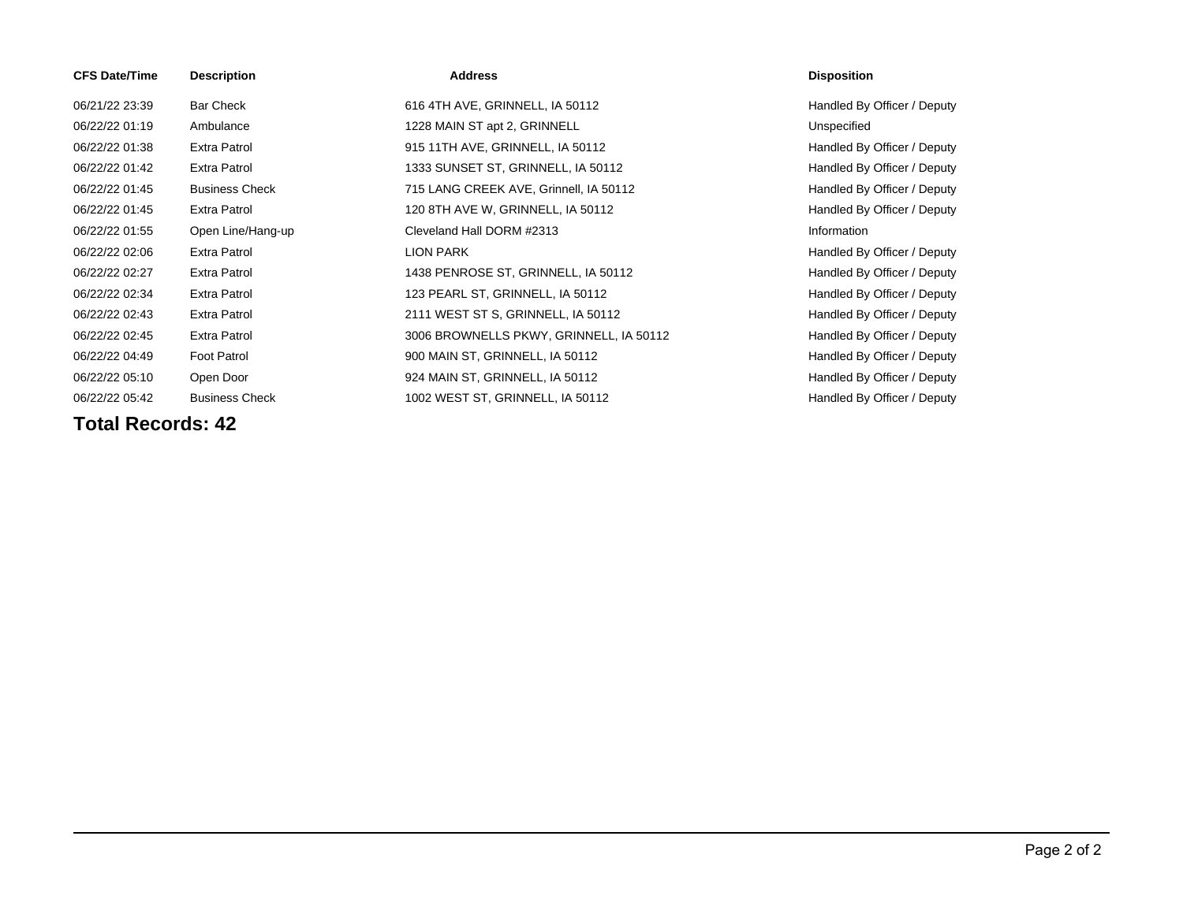| CFS Date/Time | Description | Address | Disposition |
|---|---|---|---|
| 06/21/22 23:39 | Bar Check | 616 4TH AVE, GRINNELL, IA 50112 | Handled By Officer / Deputy |
| 06/22/22 01:19 | Ambulance | 1228 MAIN ST apt 2, GRINNELL | Unspecified |
| 06/22/22 01:38 | Extra Patrol | 915 11TH AVE, GRINNELL, IA 50112 | Handled By Officer / Deputy |
| 06/22/22 01:42 | Extra Patrol | 1333 SUNSET ST, GRINNELL, IA 50112 | Handled By Officer / Deputy |
| 06/22/22 01:45 | Business Check | 715 LANG CREEK AVE, Grinnell, IA 50112 | Handled By Officer / Deputy |
| 06/22/22 01:45 | Extra Patrol | 120 8TH AVE W, GRINNELL, IA 50112 | Handled By Officer / Deputy |
| 06/22/22 01:55 | Open Line/Hang-up | Cleveland Hall DORM #2313 | Information |
| 06/22/22 02:06 | Extra Patrol | LION PARK | Handled By Officer / Deputy |
| 06/22/22 02:27 | Extra Patrol | 1438 PENROSE ST, GRINNELL, IA 50112 | Handled By Officer / Deputy |
| 06/22/22 02:34 | Extra Patrol | 123 PEARL ST, GRINNELL, IA 50112 | Handled By Officer / Deputy |
| 06/22/22 02:43 | Extra Patrol | 2111 WEST ST S, GRINNELL, IA 50112 | Handled By Officer / Deputy |
| 06/22/22 02:45 | Extra Patrol | 3006 BROWNELLS PKWY, GRINNELL, IA 50112 | Handled By Officer / Deputy |
| 06/22/22 04:49 | Foot Patrol | 900 MAIN ST, GRINNELL, IA 50112 | Handled By Officer / Deputy |
| 06/22/22 05:10 | Open Door | 924 MAIN ST, GRINNELL, IA 50112 | Handled By Officer / Deputy |
| 06/22/22 05:42 | Business Check | 1002 WEST ST, GRINNELL, IA 50112 | Handled By Officer / Deputy |

**Total Records: 42**